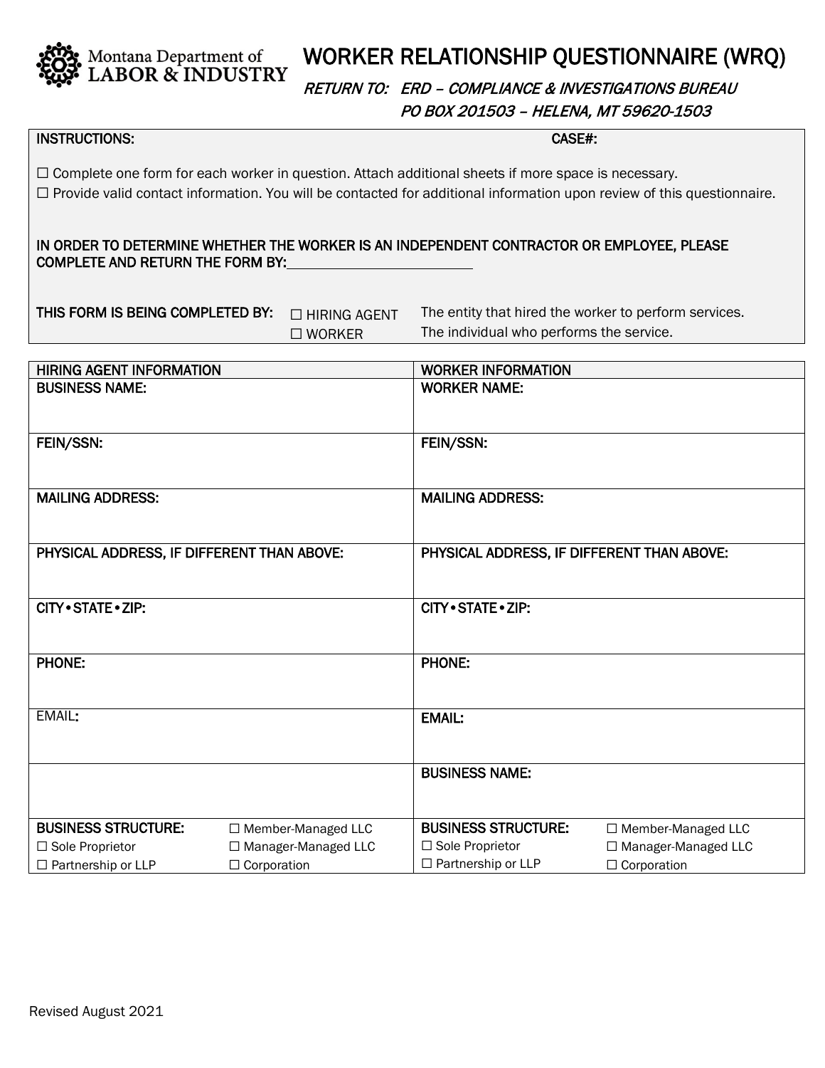Montana Department of LABOR & INDUSTRY

# WORKER RELATIONSHIP QUESTIONNAIRE (WRQ)

*RETURN TO: ERD – COMPLIANCE & INVESTIGATIONS BUREAU*
*PO BOX 201503 – HELENA, MT 59620-1503*

**INSTRUCTIONS:** **CASE#:**

☐ Complete one form for each worker in question. Attach additional sheets if more space is necessary.
☐ Provide valid contact information. You will be contacted for additional information upon review of this questionnaire.

**IN ORDER TO DETERMINE WHETHER THE WORKER IS AN INDEPENDENT CONTRACTOR OR EMPLOYEE, PLEASE COMPLETE AND RETURN THE FORM BY:** \_\_\_\_\_\_\_\_\_\_\_\_\_\_\_\_\_\_\_\_

**THIS FORM IS BEING COMPLETED BY:**
☐ HIRING AGENT — The entity that hired the worker to perform services.
☐ WORKER — The individual who performs the service.

| HIRING AGENT INFORMATION | | WORKER INFORMATION | |
|---|---|---|---|
| BUSINESS NAME: | | WORKER NAME: | |
| FEIN/SSN: | | FEIN/SSN: | |
| MAILING ADDRESS: | | MAILING ADDRESS: | |
| PHYSICAL ADDRESS, IF DIFFERENT THAN ABOVE: | | PHYSICAL ADDRESS, IF DIFFERENT THAN ABOVE: | |
| CITY • STATE • ZIP: | | CITY • STATE • ZIP: | |
| PHONE: | | PHONE: | |
| EMAIL: | | EMAIL: | |
| | | BUSINESS NAME: | |
| BUSINESS STRUCTURE: | ☐ Member-Managed LLC | BUSINESS STRUCTURE: | ☐ Member-Managed LLC |
| ☐ Sole Proprietor | ☐ Manager-Managed LLC | ☐ Sole Proprietor | ☐ Manager-Managed LLC |
| ☐ Partnership or LLP | ☐ Corporation | ☐ Partnership or LLP | ☐ Corporation |

Revised August 2021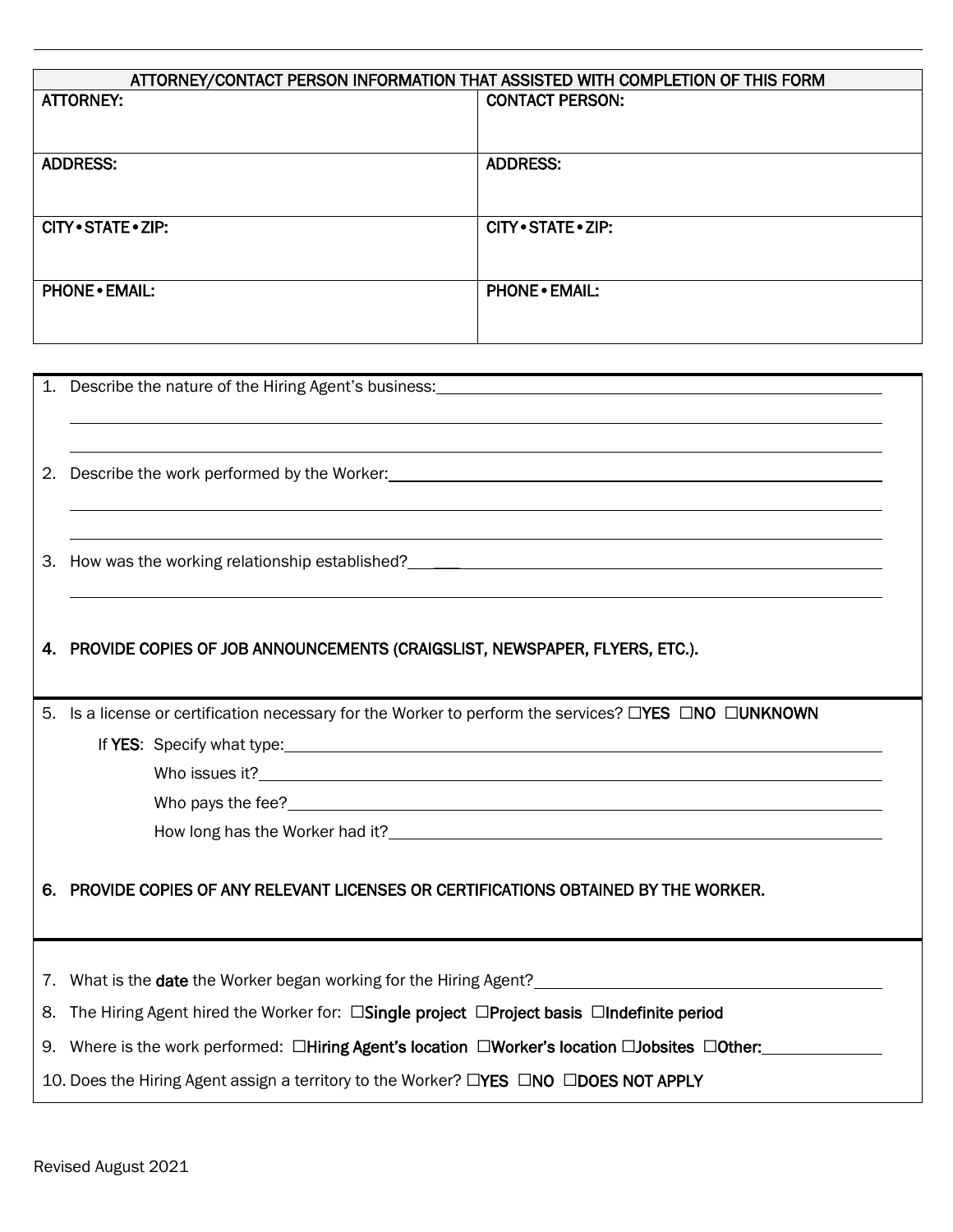| ATTORNEY/CONTACT PERSON INFORMATION THAT ASSISTED WITH COMPLETION OF THIS FORM | |
|---|---|
| ATTORNEY: | CONTACT PERSON: |
| ADDRESS: | ADDRESS: |
| CITY • STATE • ZIP: | CITY • STATE • ZIP: |
| PHONE • EMAIL: | PHONE • EMAIL: |

1. Describe the nature of the Hiring Agent's business: ______________________________

   ______________________________

   ______________________________

2. Describe the work performed by the Worker: ______________________________

   ______________________________

   ______________________________

3. How was the working relationship established? ______________________________

   ______________________________

4. **PROVIDE COPIES OF JOB ANNOUNCEMENTS (CRAIGSLIST, NEWSPAPER, FLYERS, ETC.).**

5. Is a license or certification necessary for the Worker to perform the services? ☐**YES** ☐**NO** ☐**UNKNOWN**

   If **YES**: Specify what type: ______________________________

   Who issues it? ______________________________

   Who pays the fee? ______________________________

   How long has the Worker had it? ______________________________

6. **PROVIDE COPIES OF ANY RELEVANT LICENSES OR CERTIFICATIONS OBTAINED BY THE WORKER.**

7. What is the **date** the Worker began working for the Hiring Agent? ______________________________

8. The Hiring Agent hired the Worker for: ☐**Single project** ☐**Project basis** ☐**Indefinite period**

9. Where is the work performed: ☐**Hiring Agent's location** ☐**Worker's location** ☐**Jobsites** ☐**Other:** __________

10. Does the Hiring Agent assign a territory to the Worker? ☐**YES** ☐**NO** ☐**DOES NOT APPLY**

Revised August 2021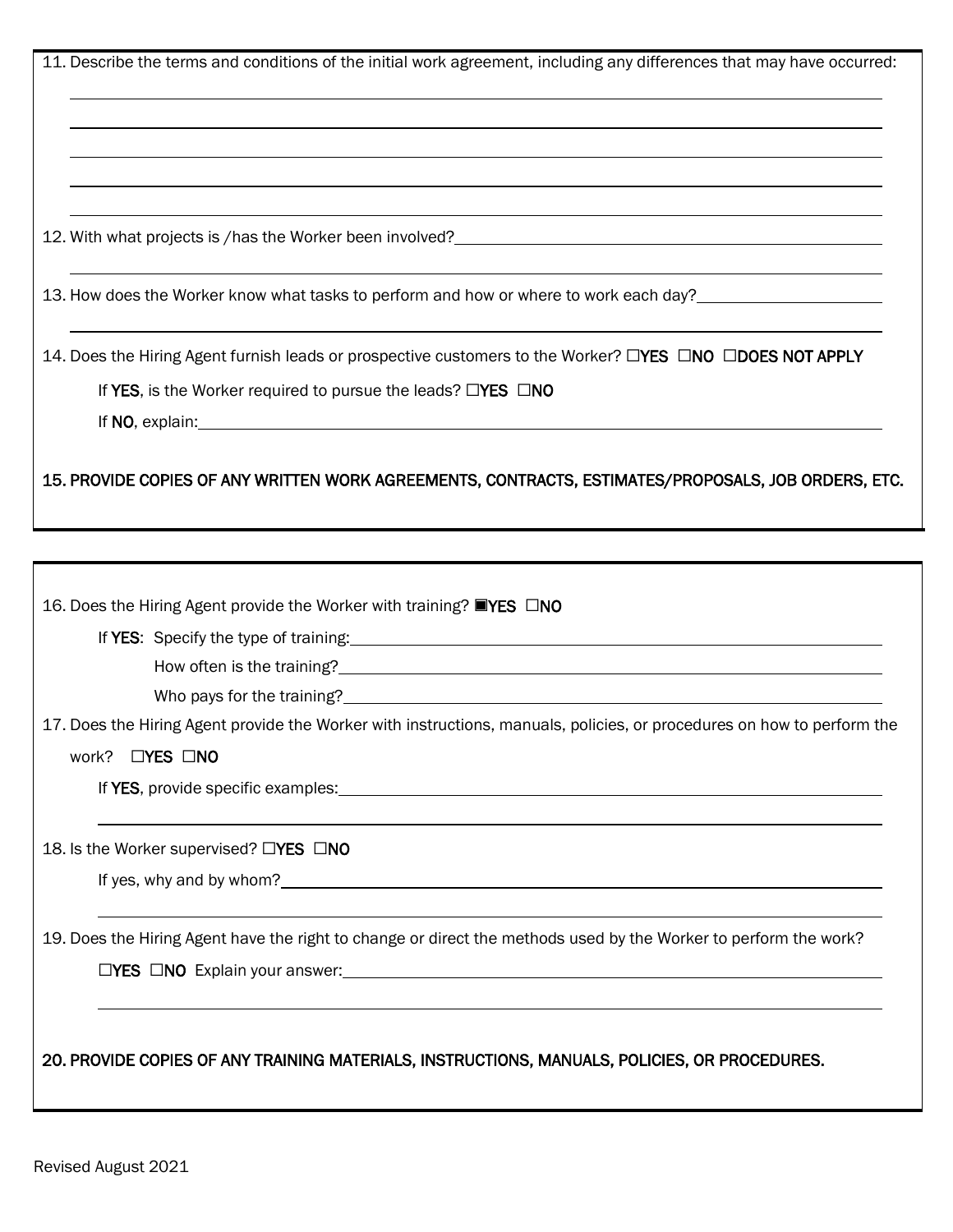11. Describe the terms and conditions of the initial work agreement, including any differences that may have occurred:

_______________________________________________

_______________________________________________

_______________________________________________

_______________________________________________

_______________________________________________

12. With what projects is /has the Worker been involved? _______________________________________________

_______________________________________________

13. How does the Worker know what tasks to perform and how or where to work each day? _______________________

_______________________________________________

14. Does the Hiring Agent furnish leads or prospective customers to the Worker? ☐**YES** ☐**NO** ☐**DOES NOT APPLY**

   If **YES**, is the Worker required to pursue the leads? ☐**YES** ☐**NO**

   If **NO**, explain: _______________________________________________

**15. PROVIDE COPIES OF ANY WRITTEN WORK AGREEMENTS, CONTRACTS, ESTIMATES/PROPOSALS, JOB ORDERS, ETC.**

---

16. Does the Hiring Agent provide the Worker with training? ■**YES** ☐**NO**

   If **YES**: Specify the type of training: _______________________________________________

   How often is the training? _______________________________________________

   Who pays for the training? _______________________________________________

17. Does the Hiring Agent provide the Worker with instructions, manuals, policies, or procedures on how to perform the work? ☐**YES** ☐**NO**

   If **YES**, provide specific examples: _______________________________________________

   _______________________________________________

18. Is the Worker supervised? ☐**YES** ☐**NO**

   If yes, why and by whom? _______________________________________________

   _______________________________________________

19. Does the Hiring Agent have the right to change or direct the methods used by the Worker to perform the work?

   ☐**YES** ☐**NO** Explain your answer: _______________________________________________

   _______________________________________________

**20. PROVIDE COPIES OF ANY TRAINING MATERIALS, INSTRUCTIONS, MANUALS, POLICIES, OR PROCEDURES.**

Revised August 2021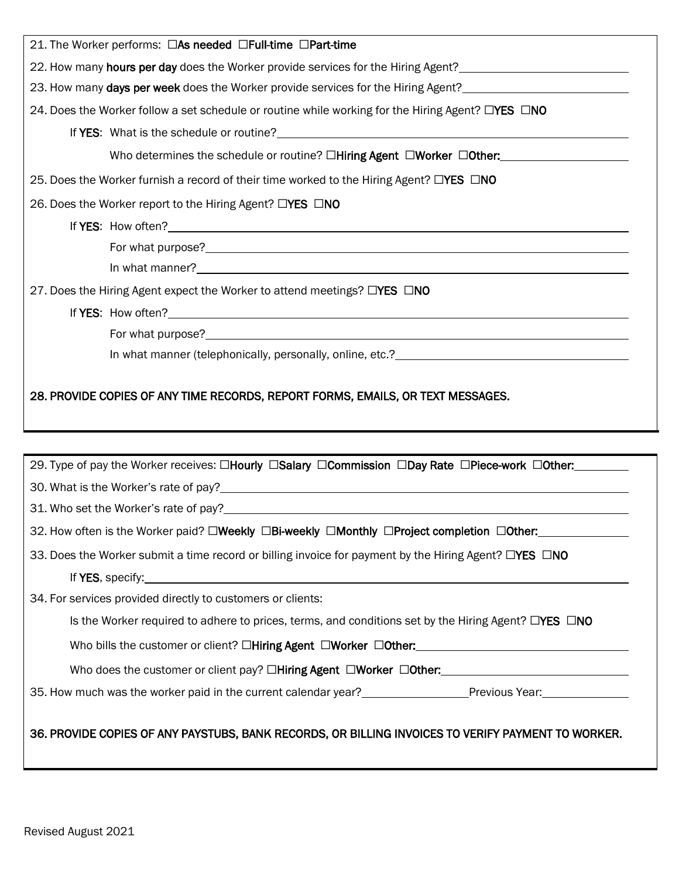21. The Worker performs: ☐**As needed** ☐**Full-time** ☐**Part-time**

22. How many **hours per day** does the Worker provide services for the Hiring Agent?\_\_\_\_\_\_\_\_\_\_\_\_\_\_\_\_\_\_\_\_

23. How many **days per week** does the Worker provide services for the Hiring Agent?\_\_\_\_\_\_\_\_\_\_\_\_\_\_\_\_\_\_\_\_

24. Does the Worker follow a set schedule or routine while working for the Hiring Agent? ☐**YES** ☐**NO**

    If **YES**: What is the schedule or routine?\_\_\_\_\_\_\_\_\_\_\_\_\_\_\_\_\_\_\_\_\_\_\_\_\_\_\_\_\_\_\_\_\_\_\_\_\_\_\_\_

    Who determines the schedule or routine? ☐**Hiring Agent** ☐**Worker** ☐**Other:**\_\_\_\_\_\_\_\_\_\_\_\_\_\_\_\_

25. Does the Worker furnish a record of their time worked to the Hiring Agent? ☐**YES** ☐**NO**

26. Does the Worker report to the Hiring Agent? ☐**YES** ☐**NO**

    If **YES**: How often?\_\_\_\_\_\_\_\_\_\_\_\_\_\_\_\_\_\_\_\_\_\_\_\_\_\_\_\_\_\_\_\_\_\_\_\_\_\_\_\_\_\_\_\_\_\_\_\_\_\_\_\_

    For what purpose?\_\_\_\_\_\_\_\_\_\_\_\_\_\_\_\_\_\_\_\_\_\_\_\_\_\_\_\_\_\_\_\_\_\_\_\_\_\_\_\_\_\_\_\_\_\_\_\_\_\_\_\_

    In what manner?\_\_\_\_\_\_\_\_\_\_\_\_\_\_\_\_\_\_\_\_\_\_\_\_\_\_\_\_\_\_\_\_\_\_\_\_\_\_\_\_\_\_\_\_\_\_\_\_\_\_\_\_\_\_

27. Does the Hiring Agent expect the Worker to attend meetings? ☐**YES** ☐**NO**

    If **YES**: How often?\_\_\_\_\_\_\_\_\_\_\_\_\_\_\_\_\_\_\_\_\_\_\_\_\_\_\_\_\_\_\_\_\_\_\_\_\_\_\_\_\_\_\_\_\_\_\_\_\_\_\_\_

    For what purpose?\_\_\_\_\_\_\_\_\_\_\_\_\_\_\_\_\_\_\_\_\_\_\_\_\_\_\_\_\_\_\_\_\_\_\_\_\_\_\_\_\_\_\_\_\_\_\_\_\_\_\_\_

    In what manner (telephonically, personally, online, etc.?\_\_\_\_\_\_\_\_\_\_\_\_\_\_\_\_\_\_\_\_\_\_\_\_\_\_\_\_

**28. PROVIDE COPIES OF ANY TIME RECORDS, REPORT FORMS, EMAILS, OR TEXT MESSAGES.**

---

29. Type of pay the Worker receives: ☐**Hourly** ☐**Salary** ☐**Commission** ☐**Day Rate** ☐**Piece-work** ☐**Other:**\_\_\_\_\_\_\_\_

30. What is the Worker's rate of pay?\_\_\_\_\_\_\_\_\_\_\_\_\_\_\_\_\_\_\_\_\_\_\_\_\_\_\_\_\_\_\_\_\_\_\_\_\_\_\_\_\_\_\_\_\_\_\_\_\_\_\_\_

31. Who set the Worker's rate of pay?\_\_\_\_\_\_\_\_\_\_\_\_\_\_\_\_\_\_\_\_\_\_\_\_\_\_\_\_\_\_\_\_\_\_\_\_\_\_\_\_\_\_\_\_\_\_\_\_\_\_\_\_

32. How often is the Worker paid? ☐**Weekly** ☐**Bi-weekly** ☐**Monthly** ☐**Project completion** ☐**Other:**\_\_\_\_\_\_\_\_\_\_\_\_

33. Does the Worker submit a time record or billing invoice for payment by the Hiring Agent? ☐**YES** ☐**NO**

    If **YES**, specify:\_\_\_\_\_\_\_\_\_\_\_\_\_\_\_\_\_\_\_\_\_\_\_\_\_\_\_\_\_\_\_\_\_\_\_\_\_\_\_\_\_\_\_\_\_\_\_\_\_\_\_\_\_\_

34. For services provided directly to customers or clients:

    Is the Worker required to adhere to prices, terms, and conditions set by the Hiring Agent? ☐**YES** ☐**NO**

    Who bills the customer or client? ☐**Hiring Agent** ☐**Worker** ☐**Other:**\_\_\_\_\_\_\_\_\_\_\_\_\_\_\_\_\_\_\_\_\_\_\_\_\_\_\_\_

    Who does the customer or client pay? ☐**Hiring Agent** ☐**Worker** ☐**Other:**\_\_\_\_\_\_\_\_\_\_\_\_\_\_\_\_\_\_\_\_\_\_\_\_

35. How much was the worker paid in the current calendar year?\_\_\_\_\_\_\_\_\_\_\_\_\_\_\_\_Previous Year:\_\_\_\_\_\_\_\_\_\_\_\_

**36. PROVIDE COPIES OF ANY PAYSTUBS, BANK RECORDS, OR BILLING INVOICES TO VERIFY PAYMENT TO WORKER.**

Revised August 2021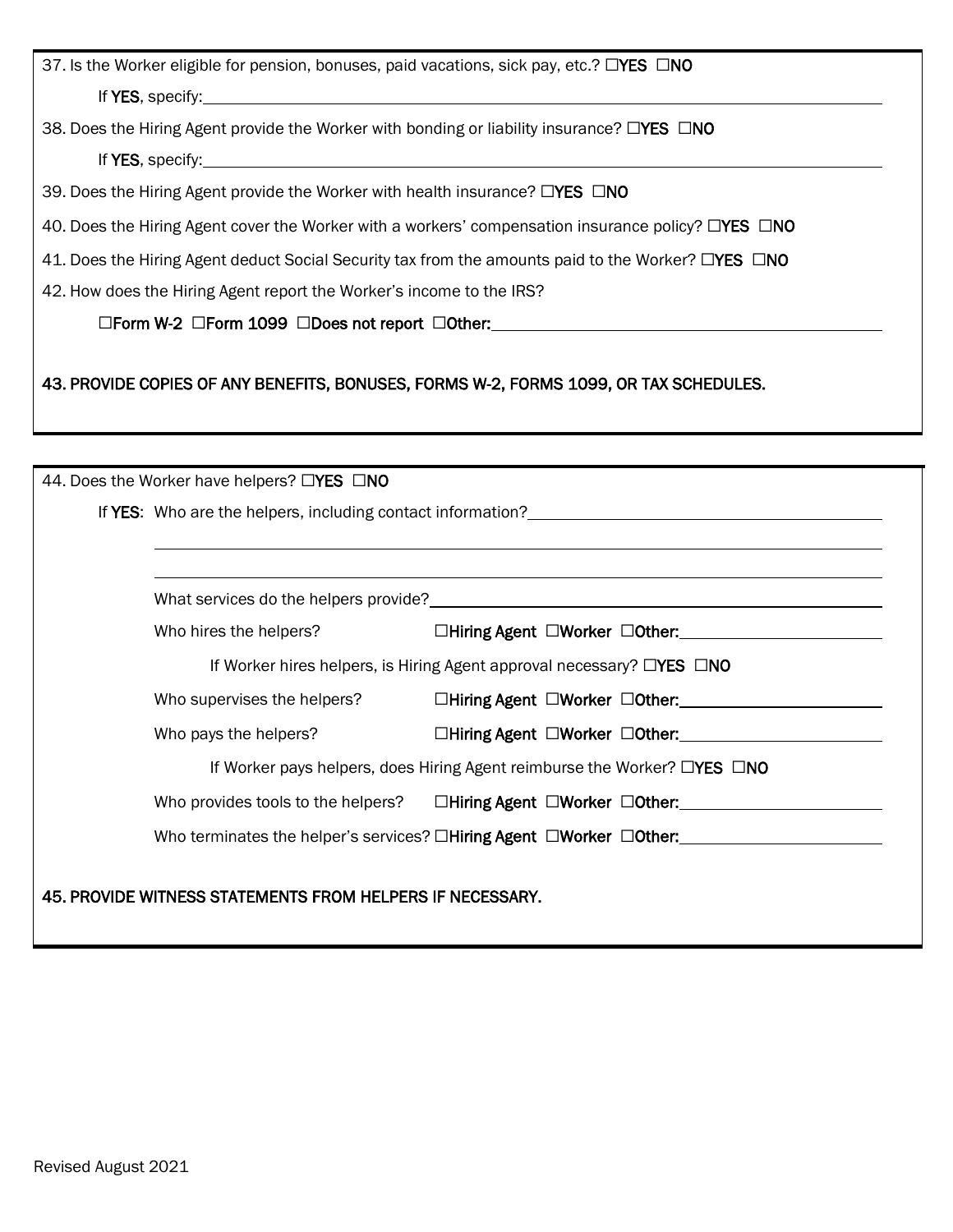37. Is the Worker eligible for pension, bonuses, paid vacations, sick pay, etc.? ☐**YES** ☐**NO**

If **YES**, specify: ______________________________

38. Does the Hiring Agent provide the Worker with bonding or liability insurance? ☐**YES** ☐**NO**

If **YES**, specify: ______________________________

39. Does the Hiring Agent provide the Worker with health insurance? ☐**YES** ☐**NO**

40. Does the Hiring Agent cover the Worker with a workers' compensation insurance policy? ☐**YES** ☐**NO**

41. Does the Hiring Agent deduct Social Security tax from the amounts paid to the Worker? ☐**YES** ☐**NO**

42. How does the Hiring Agent report the Worker's income to the IRS?

☐**Form W-2** ☐**Form 1099** ☐**Does not report** ☐**Other:** ______________________________

**43. PROVIDE COPIES OF ANY BENEFITS, BONUSES, FORMS W-2, FORMS 1099, OR TAX SCHEDULES.**

---

44. Does the Worker have helpers? ☐**YES** ☐**NO**

If **YES**: Who are the helpers, including contact information? ______________________________

______________________________

______________________________

What services do the helpers provide? ______________________________

Who hires the helpers? ☐**Hiring Agent** ☐**Worker** ☐**Other:** ______________

If Worker hires helpers, is Hiring Agent approval necessary? ☐**YES** ☐**NO**

Who supervises the helpers? ☐**Hiring Agent** ☐**Worker** ☐**Other:** ______________

Who pays the helpers? ☐**Hiring Agent** ☐**Worker** ☐**Other:** ______________

If Worker pays helpers, does Hiring Agent reimburse the Worker? ☐**YES** ☐**NO**

Who provides tools to the helpers? ☐**Hiring Agent** ☐**Worker** ☐**Other:** ______________

Who terminates the helper's services? ☐**Hiring Agent** ☐**Worker** ☐**Other:** ______________

**45. PROVIDE WITNESS STATEMENTS FROM HELPERS IF NECESSARY.**

Revised August 2021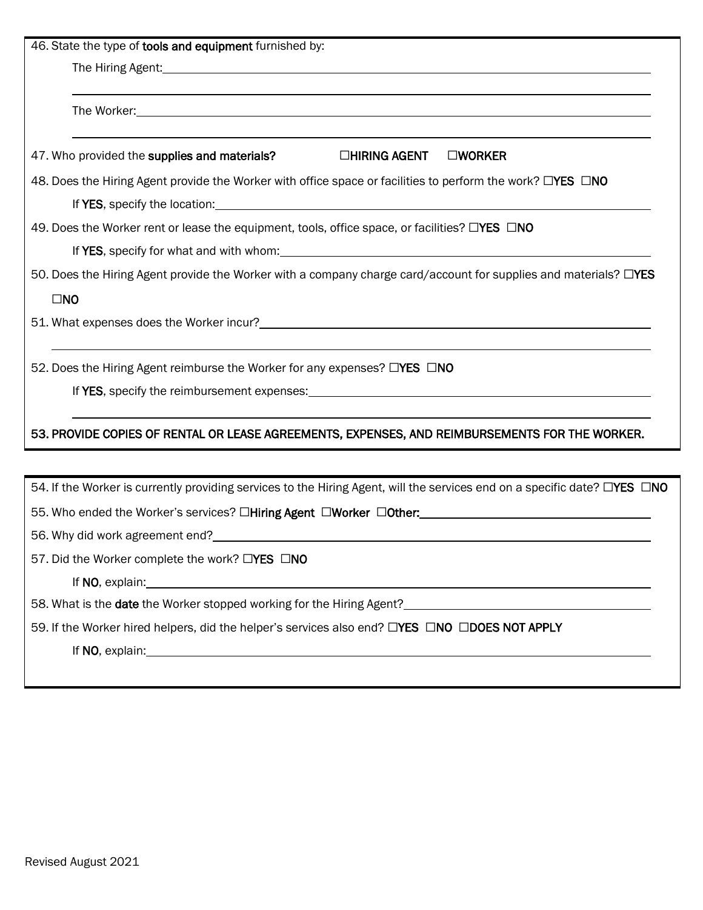46. State the type of **tools and equipment** furnished by:

    The Hiring Agent: \_\_\_\_\_\_\_\_\_\_\_\_\_\_\_\_\_\_\_\_\_\_\_\_\_\_\_\_\_\_\_\_\_\_\_\_\_\_\_\_

    \_\_\_\_\_\_\_\_\_\_\_\_\_\_\_\_\_\_\_\_\_\_\_\_\_\_\_\_\_\_\_\_\_\_\_\_\_\_\_\_\_\_\_\_\_\_\_\_\_\_\_\_\_\_\_\_

    The Worker: \_\_\_\_\_\_\_\_\_\_\_\_\_\_\_\_\_\_\_\_\_\_\_\_\_\_\_\_\_\_\_\_\_\_\_\_\_\_\_\_\_\_\_\_

    \_\_\_\_\_\_\_\_\_\_\_\_\_\_\_\_\_\_\_\_\_\_\_\_\_\_\_\_\_\_\_\_\_\_\_\_\_\_\_\_\_\_\_\_\_\_\_\_\_\_\_\_\_\_\_\_

47. Who provided the **supplies and materials?** ☐**HIRING AGENT** ☐**WORKER**

48. Does the Hiring Agent provide the Worker with office space or facilities to perform the work? ☐**YES** ☐**NO**

    If **YES**, specify the location: \_\_\_\_\_\_\_\_\_\_\_\_\_\_\_\_\_\_\_\_\_\_\_\_\_\_\_\_\_\_\_\_\_\_\_\_

49. Does the Worker rent or lease the equipment, tools, office space, or facilities? ☐**YES** ☐**NO**

    If **YES**, specify for what and with whom: \_\_\_\_\_\_\_\_\_\_\_\_\_\_\_\_\_\_\_\_\_\_\_\_\_\_\_\_\_\_

50. Does the Hiring Agent provide the Worker with a company charge card/account for supplies and materials? ☐**YES** ☐**NO**

51. What expenses does the Worker incur? \_\_\_\_\_\_\_\_\_\_\_\_\_\_\_\_\_\_\_\_\_\_\_\_\_\_\_\_\_\_\_\_\_\_\_\_

    \_\_\_\_\_\_\_\_\_\_\_\_\_\_\_\_\_\_\_\_\_\_\_\_\_\_\_\_\_\_\_\_\_\_\_\_\_\_\_\_\_\_\_\_\_\_\_\_\_\_\_\_\_\_\_\_

52. Does the Hiring Agent reimburse the Worker for any expenses? ☐**YES** ☐**NO**

    If **YES**, specify the reimbursement expenses: \_\_\_\_\_\_\_\_\_\_\_\_\_\_\_\_\_\_\_\_\_\_\_\_\_\_\_\_

    \_\_\_\_\_\_\_\_\_\_\_\_\_\_\_\_\_\_\_\_\_\_\_\_\_\_\_\_\_\_\_\_\_\_\_\_\_\_\_\_\_\_\_\_\_\_\_\_\_\_\_\_\_\_\_\_

53. **PROVIDE COPIES OF RENTAL OR LEASE AGREEMENTS, EXPENSES, AND REIMBURSEMENTS FOR THE WORKER.**

---

54. If the Worker is currently providing services to the Hiring Agent, will the services end on a specific date? ☐**YES** ☐**NO**

55. Who ended the Worker's services? ☐**Hiring Agent** ☐**Worker** ☐**Other:** \_\_\_\_\_\_\_\_\_\_\_\_\_\_\_\_\_\_\_\_\_\_\_\_\_\_\_\_

56. Why did work agreement end? \_\_\_\_\_\_\_\_\_\_\_\_\_\_\_\_\_\_\_\_\_\_\_\_\_\_\_\_\_\_\_\_\_\_\_\_\_\_\_\_\_\_

57. Did the Worker complete the work? ☐**YES** ☐**NO**

    If **NO**, explain: \_\_\_\_\_\_\_\_\_\_\_\_\_\_\_\_\_\_\_\_\_\_\_\_\_\_\_\_\_\_\_\_\_\_\_\_\_\_\_\_\_\_\_\_\_\_\_\_

58. What is the **date** the Worker stopped working for the Hiring Agent? \_\_\_\_\_\_\_\_\_\_\_\_\_\_\_\_\_\_\_\_\_\_\_\_\_\_\_\_

59. If the Worker hired helpers, did the helper's services also end? ☐**YES** ☐**NO** ☐**DOES NOT APPLY**

    If **NO**, explain: \_\_\_\_\_\_\_\_\_\_\_\_\_\_\_\_\_\_\_\_\_\_\_\_\_\_\_\_\_\_\_\_\_\_\_\_\_\_\_\_\_\_\_\_\_\_\_\_

Revised August 2021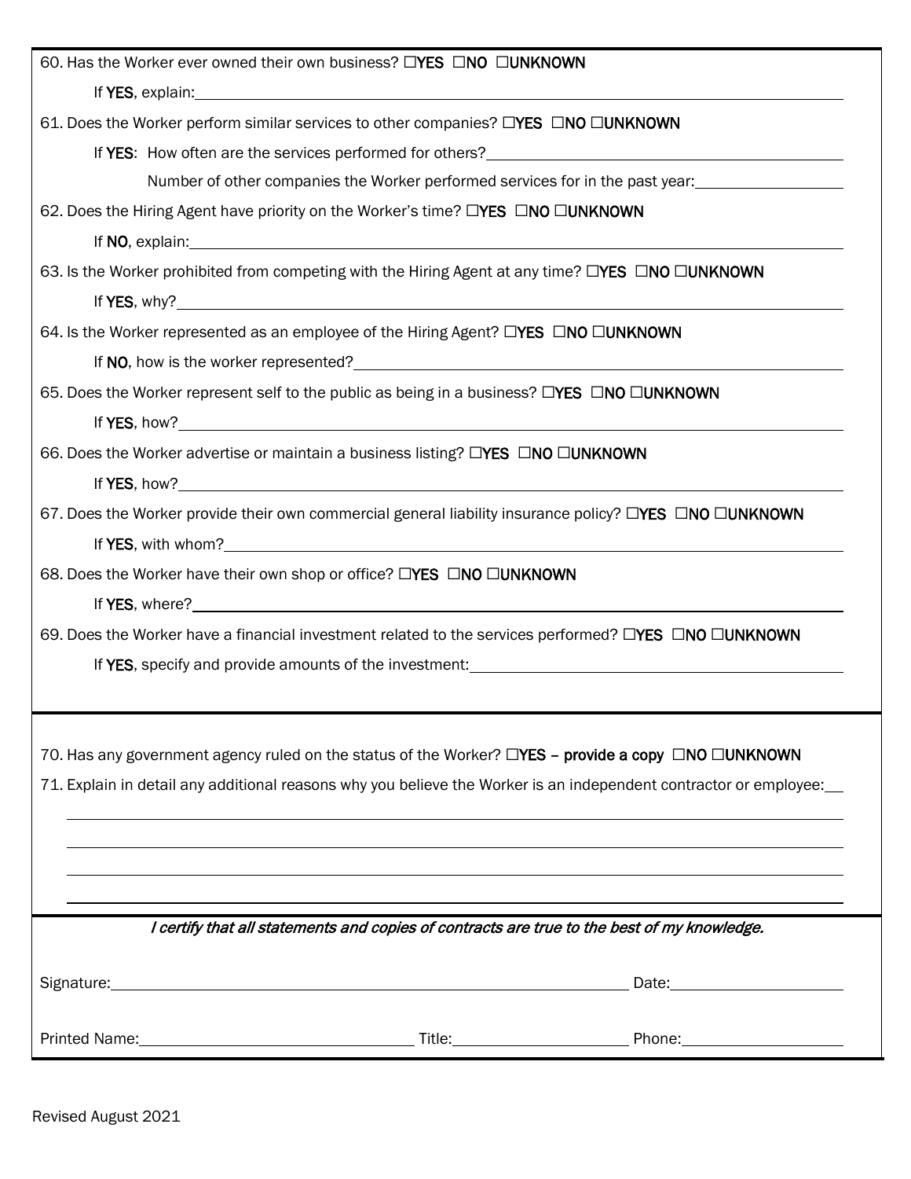60. Has the Worker ever owned their own business? ☐**YES** ☐**NO** ☐**UNKNOWN**

If **YES**, explain: \_\_\_\_\_\_\_\_\_\_\_\_\_\_\_\_\_\_\_\_\_\_\_\_\_\_\_\_\_\_\_\_\_\_\_\_\_\_

61. Does the Worker perform similar services to other companies? ☐**YES** ☐**NO** ☐**UNKNOWN**

If **YES**: How often are the services performed for others? \_\_\_\_\_\_\_\_\_\_\_\_\_\_\_\_\_\_\_\_

Number of other companies the Worker performed services for in the past year: \_\_\_\_\_\_\_\_\_\_

62. Does the Hiring Agent have priority on the Worker's time? ☐**YES** ☐**NO** ☐**UNKNOWN**

If **NO**, explain: \_\_\_\_\_\_\_\_\_\_\_\_\_\_\_\_\_\_\_\_\_\_\_\_\_\_\_\_\_\_\_\_\_\_\_\_\_\_

63. Is the Worker prohibited from competing with the Hiring Agent at any time? ☐**YES** ☐**NO** ☐**UNKNOWN**

If **YES**, why? \_\_\_\_\_\_\_\_\_\_\_\_\_\_\_\_\_\_\_\_\_\_\_\_\_\_\_\_\_\_\_\_\_\_\_\_\_\_

64. Is the Worker represented as an employee of the Hiring Agent? ☐**YES** ☐**NO** ☐**UNKNOWN**

If **NO**, how is the worker represented? \_\_\_\_\_\_\_\_\_\_\_\_\_\_\_\_\_\_\_\_\_\_\_\_\_\_\_\_\_\_

65. Does the Worker represent self to the public as being in a business? ☐**YES** ☐**NO** ☐**UNKNOWN**

If **YES**, how? \_\_\_\_\_\_\_\_\_\_\_\_\_\_\_\_\_\_\_\_\_\_\_\_\_\_\_\_\_\_\_\_\_\_\_\_\_\_

66. Does the Worker advertise or maintain a business listing? ☐**YES** ☐**NO** ☐**UNKNOWN**

If **YES**, how? \_\_\_\_\_\_\_\_\_\_\_\_\_\_\_\_\_\_\_\_\_\_\_\_\_\_\_\_\_\_\_\_\_\_\_\_\_\_

67. Does the Worker provide their own commercial general liability insurance policy? ☐**YES** ☐**NO** ☐**UNKNOWN**

If **YES**, with whom? \_\_\_\_\_\_\_\_\_\_\_\_\_\_\_\_\_\_\_\_\_\_\_\_\_\_\_\_\_\_\_\_\_\_\_\_\_\_

68. Does the Worker have their own shop or office? ☐**YES** ☐**NO** ☐**UNKNOWN**

If **YES**, where? \_\_\_\_\_\_\_\_\_\_\_\_\_\_\_\_\_\_\_\_\_\_\_\_\_\_\_\_\_\_\_\_\_\_\_\_\_\_

69. Does the Worker have a financial investment related to the services performed? ☐**YES** ☐**NO** ☐**UNKNOWN**

If **YES**, specify and provide amounts of the investment: \_\_\_\_\_\_\_\_\_\_\_\_\_\_\_\_\_\_\_\_\_\_\_\_

70. Has any government agency ruled on the status of the Worker? ☐**YES – provide a copy** ☐**NO** ☐**UNKNOWN**

71. Explain in detail any additional reasons why you believe the Worker is an independent contractor or employee: \_\_\_

\_\_\_\_\_\_\_\_\_\_\_\_\_\_\_\_\_\_\_\_\_\_\_\_\_\_\_\_\_\_\_\_\_\_\_\_\_\_\_\_\_\_\_\_\_\_\_\_\_\_\_\_\_\_\_\_

\_\_\_\_\_\_\_\_\_\_\_\_\_\_\_\_\_\_\_\_\_\_\_\_\_\_\_\_\_\_\_\_\_\_\_\_\_\_\_\_\_\_\_\_\_\_\_\_\_\_\_\_\_\_\_\_

\_\_\_\_\_\_\_\_\_\_\_\_\_\_\_\_\_\_\_\_\_\_\_\_\_\_\_\_\_\_\_\_\_\_\_\_\_\_\_\_\_\_\_\_\_\_\_\_\_\_\_\_\_\_\_\_

\_\_\_\_\_\_\_\_\_\_\_\_\_\_\_\_\_\_\_\_\_\_\_\_\_\_\_\_\_\_\_\_\_\_\_\_\_\_\_\_\_\_\_\_\_\_\_\_\_\_\_\_\_\_\_\_

***I certify that all statements and copies of contracts are true to the best of my knowledge.***

Signature: \_\_\_\_\_\_\_\_\_\_\_\_\_\_\_\_\_\_\_\_\_\_\_\_\_\_\_\_\_\_\_\_\_\_\_\_ Date: \_\_\_\_\_\_\_\_\_\_\_\_\_\_\_\_

Printed Name: \_\_\_\_\_\_\_\_\_\_\_\_\_\_\_\_\_\_\_\_ Title: \_\_\_\_\_\_\_\_\_\_\_\_\_\_\_\_ Phone: \_\_\_\_\_\_\_\_\_\_\_\_\_\_\_\_

Revised August 2021